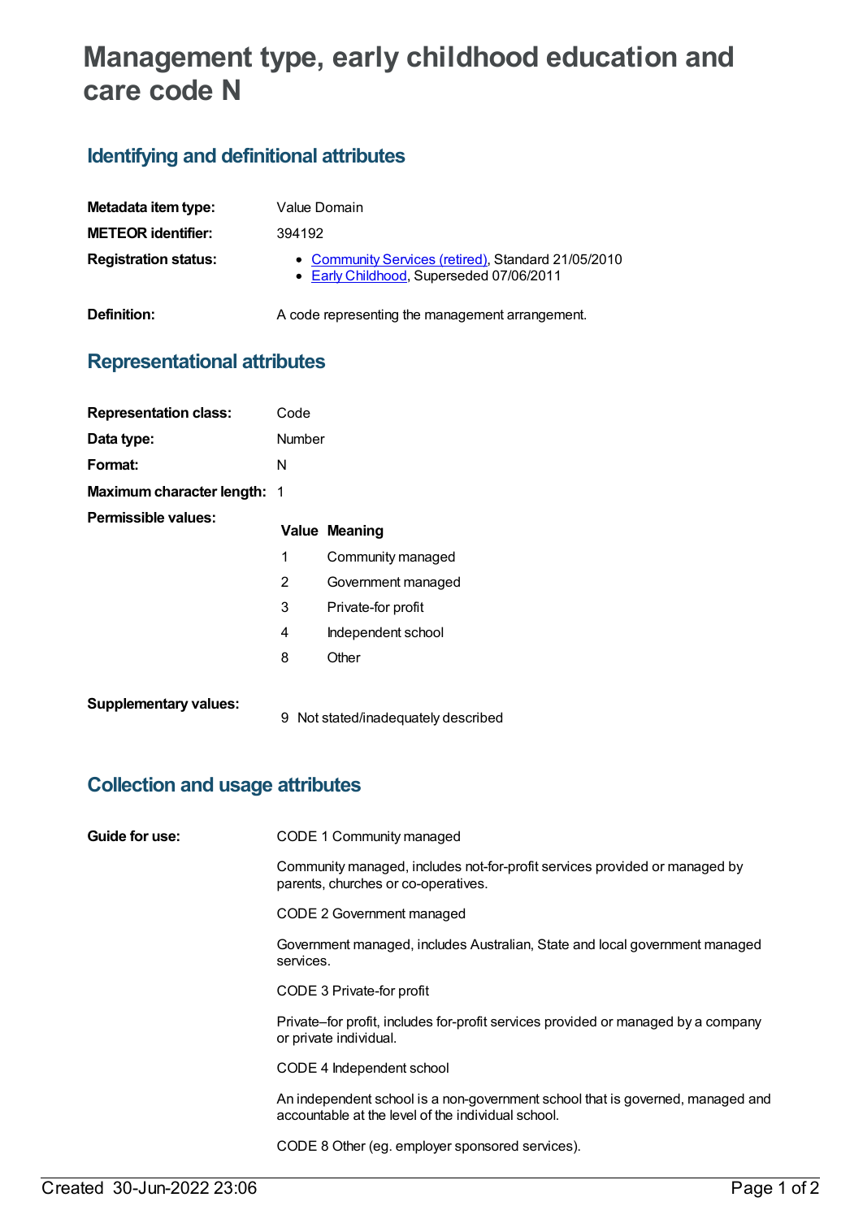# Management type, early childhood education and care code N

## Identifying and definitional attributes

| | |
|---|---|
| **Metadata item type:** | Value Domain |
| **METEOR identifier:** | 394192 |
| **Registration status:** | • Community Services (retired), Standard 21/05/2010<br>• Early Childhood, Superseded 07/06/2011 |
| **Definition:** | A code representing the management arrangement. |

## Representational attributes

| | |
|---|---|
| **Representation class:** | Code |
| **Data type:** | Number |
| **Format:** | N |
| **Maximum character length:** | 1 |

**Permissible values:**

| Value | Meaning |
|---|---|
| 1 | Community managed |
| 2 | Government managed |
| 3 | Private-for profit |
| 4 | Independent school |
| 8 | Other |

**Supplementary values:**

| Value | Meaning |
|---|---|
| 9 | Not stated/inadequately described |

## Collection and usage attributes

**Guide for use:**

CODE 1 Community managed

Community managed, includes not-for-profit services provided or managed by parents, churches or co-operatives.

CODE 2 Government managed

Government managed, includes Australian, State and local government managed services.

CODE 3 Private-for profit

Private–for profit, includes for-profit services provided or managed by a company or private individual.

CODE 4 Independent school

An independent school is a non-government school that is governed, managed and accountable at the level of the individual school.

CODE 8 Other (eg. employer sponsored services).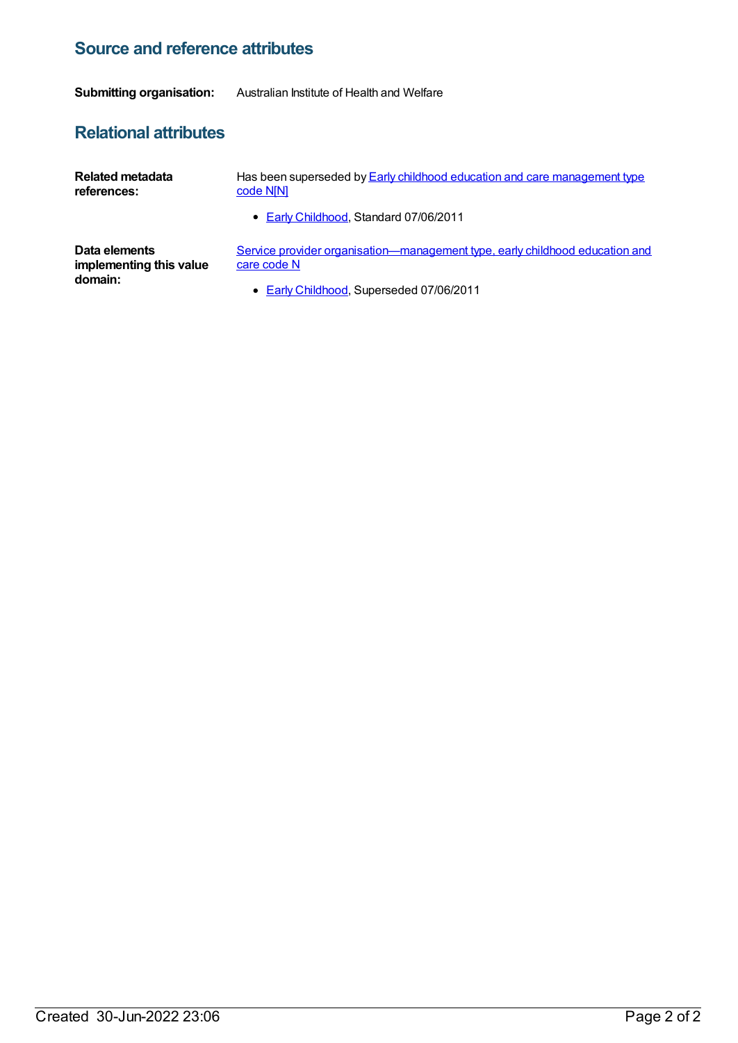## Source and reference attributes

**Submitting organisation:** Australian Institute of Health and Welfare

## Relational attributes

**Related metadata references:**

Has been superseded by Early childhood education and care management type code N[N]

- Early Childhood, Standard 07/06/2011

**Data elements implementing this value domain:**

Service provider organisation—management type, early childhood education and care code N

- Early Childhood, Superseded 07/06/2011